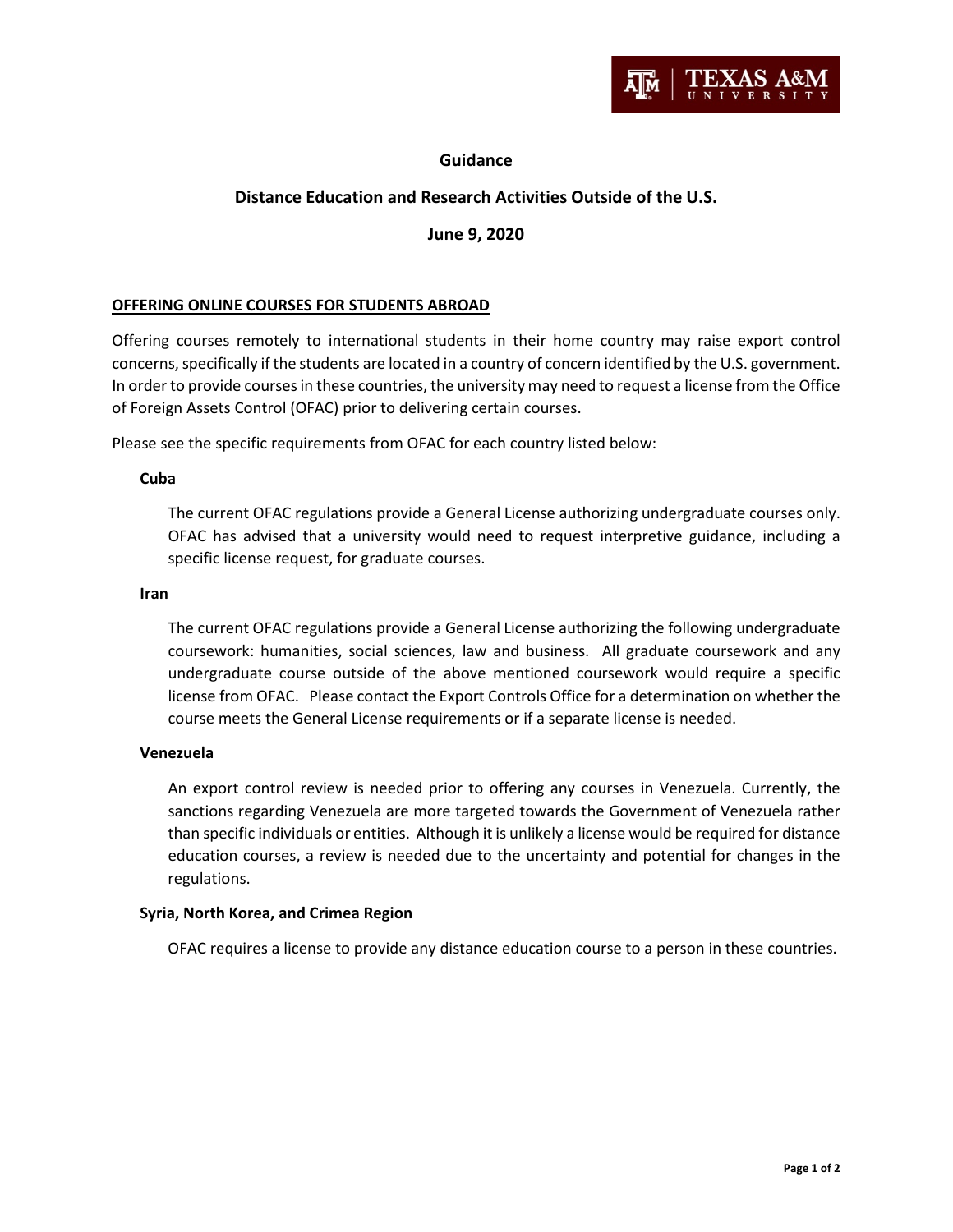# Guidance

## Distance Education and Research Activities Outside of the U.S.

## June 9, 2020

### OFFERING ONLINE COURSES FOR STUDENTS ABROAD

Offering courses remotely to international students in their home country may raise export control concerns, specifically if the students are located in a country of concern identified by the U.S. government. In order to provide courses in these countries, the university may need to request a license from the Office of Foreign Assets Control (OFAC) prior to delivering certain courses.

Please see the specific requirements from OFAC for each country listed below:

**Cuba**

The current OFAC regulations provide a General License authorizing undergraduate courses only. OFAC has advised that a university would need to request interpretive guidance, including a specific license request, for graduate courses.

**Iran**

The current OFAC regulations provide a General License authorizing the following undergraduate coursework: humanities, social sciences, law and business. All graduate coursework and any undergraduate course outside of the above mentioned coursework would require a specific license from OFAC. Please contact the Export Controls Office for a determination on whether the course meets the General License requirements or if a separate license is needed.

**Venezuela**

An export control review is needed prior to offering any courses in Venezuela. Currently, the sanctions regarding Venezuela are more targeted towards the Government of Venezuela rather than specific individuals or entities. Although it is unlikely a license would be required for distance education courses, a review is needed due to the uncertainty and potential for changes in the regulations.

**Syria, North Korea, and Crimea Region**

OFAC requires a license to provide any distance education course to a person in these countries.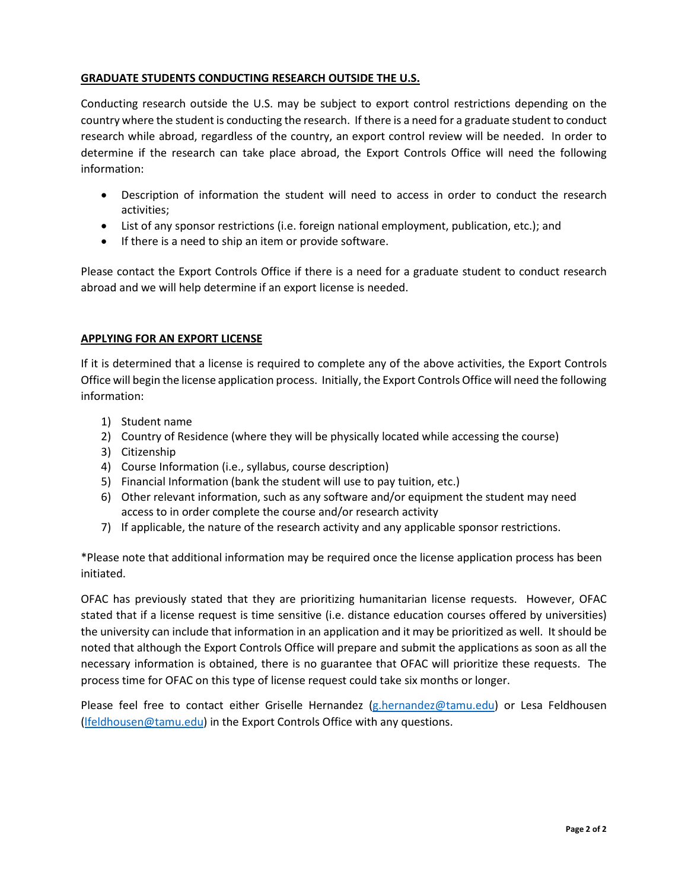## GRADUATE STUDENTS CONDUCTING RESEARCH OUTSIDE THE U.S.

Conducting research outside the U.S. may be subject to export control restrictions depending on the country where the student is conducting the research. If there is a need for a graduate student to conduct research while abroad, regardless of the country, an export control review will be needed. In order to determine if the research can take place abroad, the Export Controls Office will need the following information:

- Description of information the student will need to access in order to conduct the research activities;
- List of any sponsor restrictions (i.e. foreign national employment, publication, etc.); and
- If there is a need to ship an item or provide software.

Please contact the Export Controls Office if there is a need for a graduate student to conduct research abroad and we will help determine if an export license is needed.

## APPLYING FOR AN EXPORT LICENSE

If it is determined that a license is required to complete any of the above activities, the Export Controls Office will begin the license application process. Initially, the Export Controls Office will need the following information:

1) Student name
2) Country of Residence (where they will be physically located while accessing the course)
3) Citizenship
4) Course Information (i.e., syllabus, course description)
5) Financial Information (bank the student will use to pay tuition, etc.)
6) Other relevant information, such as any software and/or equipment the student may need access to in order complete the course and/or research activity
7) If applicable, the nature of the research activity and any applicable sponsor restrictions.

*Please note that additional information may be required once the license application process has been initiated.

OFAC has previously stated that they are prioritizing humanitarian license requests. However, OFAC stated that if a license request is time sensitive (i.e. distance education courses offered by universities) the university can include that information in an application and it may be prioritized as well. It should be noted that although the Export Controls Office will prepare and submit the applications as soon as all the necessary information is obtained, there is no guarantee that OFAC will prioritize these requests. The process time for OFAC on this type of license request could take six months or longer.

Please feel free to contact either Griselle Hernandez (g.hernandez@tamu.edu) or Lesa Feldhousen (lfeldhousen@tamu.edu) in the Export Controls Office with any questions.